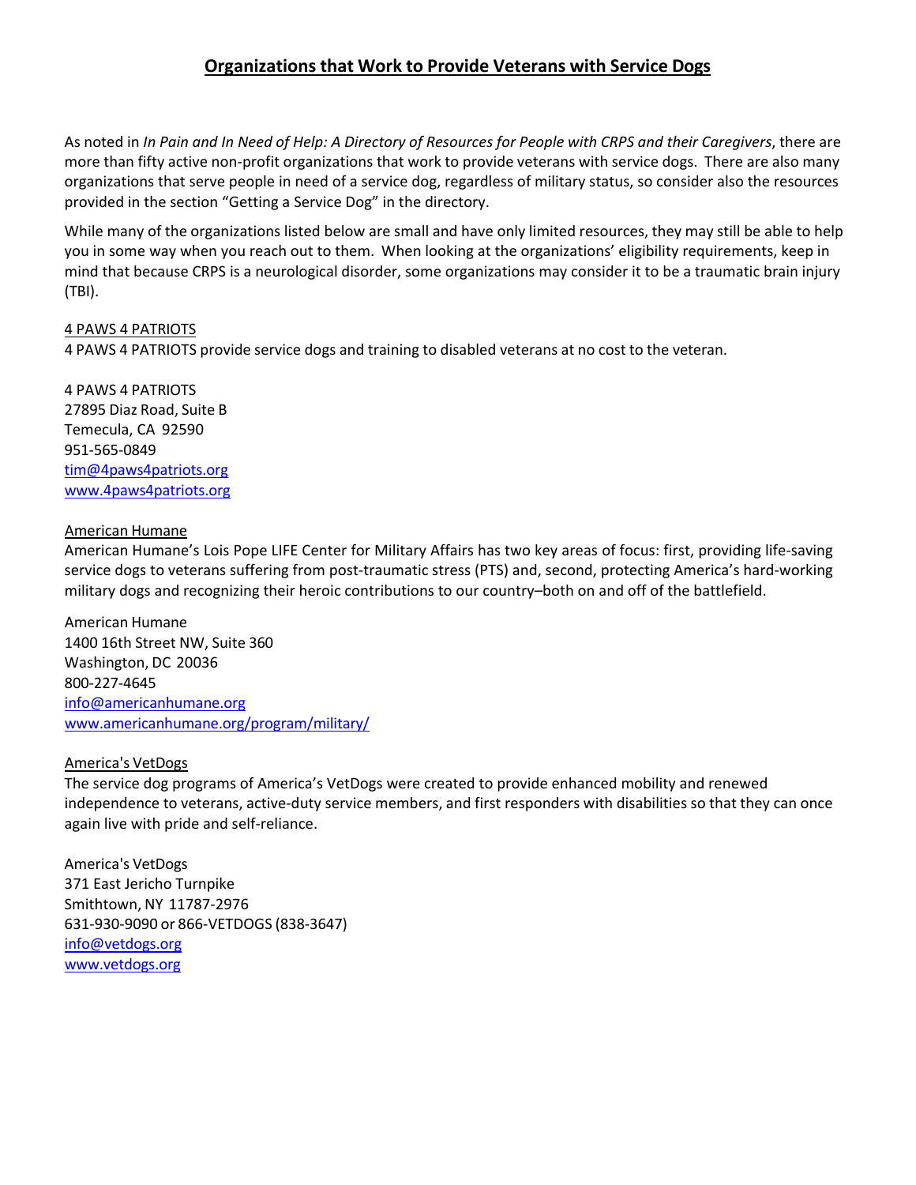# Organizations that Work to Provide Veterans with Service Dogs

As noted in *In Pain and In Need of Help: A Directory of Resources for People with CRPS and their Caregivers*, there are more than fifty active non-profit organizations that work to provide veterans with service dogs. There are also many organizations that serve people in need of a service dog, regardless of military status, so consider also the resources provided in the section "Getting a Service Dog" in the directory.

While many of the organizations listed below are small and have only limited resources, they may still be able to help you in some way when you reach out to them. When looking at the organizations' eligibility requirements, keep in mind that because CRPS is a neurological disorder, some organizations may consider it to be a traumatic brain injury (TBI).

<u>4 PAWS 4 PATRIOTS</u>
4 PAWS 4 PATRIOTS provide service dogs and training to disabled veterans at no cost to the veteran.

4 PAWS 4 PATRIOTS
27895 Diaz Road, Suite B
Temecula, CA 92590
951-565-0849
tim@4paws4patriots.org
www.4paws4patriots.org

<u>American Humane</u>
American Humane's Lois Pope LIFE Center for Military Affairs has two key areas of focus: first, providing life-saving service dogs to veterans suffering from post-traumatic stress (PTS) and, second, protecting America's hard-working military dogs and recognizing their heroic contributions to our country–both on and off of the battlefield.

American Humane
1400 16th Street NW, Suite 360
Washington, DC 20036
800-227-4645
info@americanhumane.org
www.americanhumane.org/program/military/

<u>America's VetDogs</u>
The service dog programs of America's VetDogs were created to provide enhanced mobility and renewed independence to veterans, active-duty service members, and first responders with disabilities so that they can once again live with pride and self-reliance.

America's VetDogs
371 East Jericho Turnpike
Smithtown, NY 11787-2976
631-930-9090 or 866-VETDOGS (838-3647)
info@vetdogs.org
www.vetdogs.org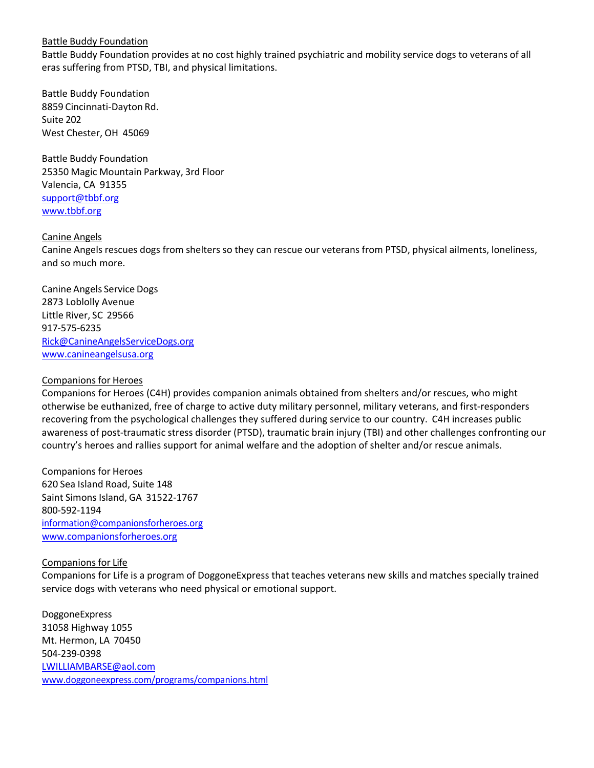Battle Buddy Foundation

Battle Buddy Foundation provides at no cost highly trained psychiatric and mobility service dogs to veterans of all eras suffering from PTSD, TBI, and physical limitations.

Battle Buddy Foundation
8859 Cincinnati-Dayton Rd.
Suite 202
West Chester, OH 45069

Battle Buddy Foundation
25350 Magic Mountain Parkway, 3rd Floor
Valencia, CA 91355
support@tbbf.org
www.tbbf.org

Canine Angels

Canine Angels rescues dogs from shelters so they can rescue our veterans from PTSD, physical ailments, loneliness, and so much more.

Canine Angels Service Dogs
2873 Loblolly Avenue
Little River, SC 29566
917-575-6235
Rick@CanineAngelsServiceDogs.org
www.canineangelsusa.org

Companions for Heroes

Companions for Heroes (C4H) provides companion animals obtained from shelters and/or rescues, who might otherwise be euthanized, free of charge to active duty military personnel, military veterans, and first-responders recovering from the psychological challenges they suffered during service to our country. C4H increases public awareness of post-traumatic stress disorder (PTSD), traumatic brain injury (TBI) and other challenges confronting our country's heroes and rallies support for animal welfare and the adoption of shelter and/or rescue animals.

Companions for Heroes
620 Sea Island Road, Suite 148
Saint Simons Island, GA 31522-1767
800-592-1194
information@companionsforheroes.org
www.companionsforheroes.org

Companions for Life

Companions for Life is a program of DoggoneExpress that teaches veterans new skills and matches specially trained service dogs with veterans who need physical or emotional support.

DoggoneExpress
31058 Highway 1055
Mt. Hermon, LA 70450
504-239-0398
LWILLIAMBARSE@aol.com
www.doggoneexpress.com/programs/companions.html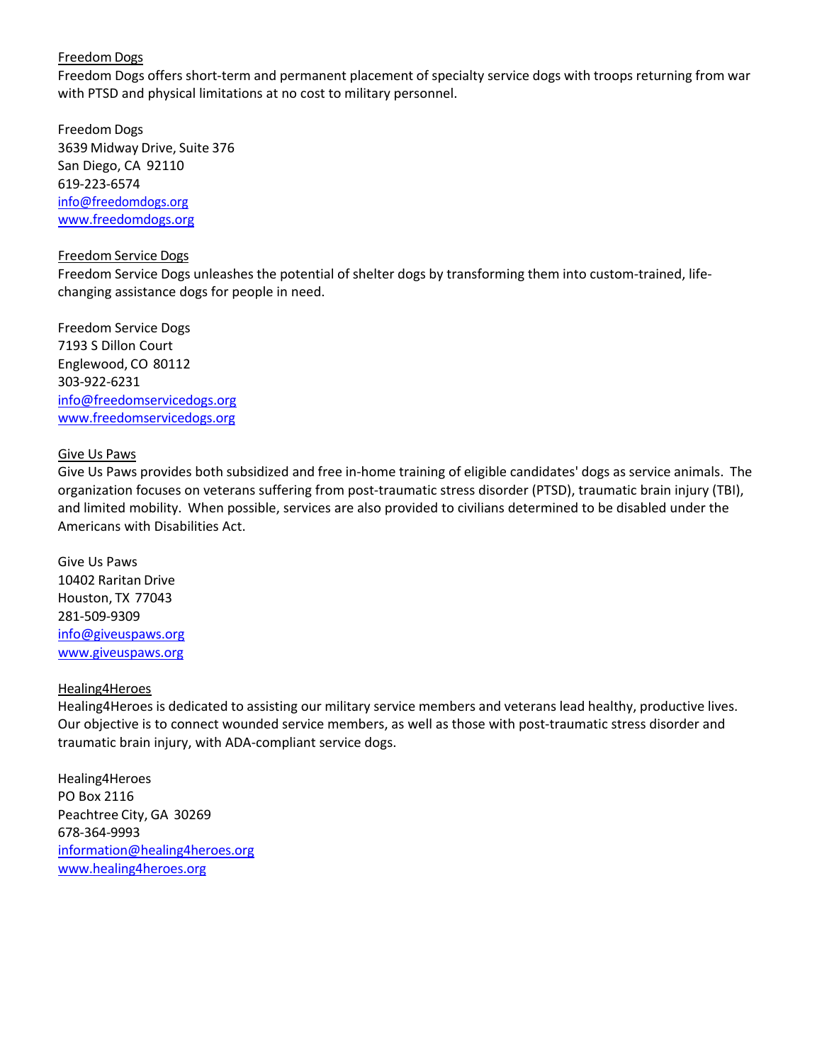<u>Freedom Dogs</u>
Freedom Dogs offers short-term and permanent placement of specialty service dogs with troops returning from war with PTSD and physical limitations at no cost to military personnel.

Freedom Dogs
3639 Midway Drive, Suite 376
San Diego, CA 92110
619-223-6574
info@freedomdogs.org
www.freedomdogs.org

<u>Freedom Service Dogs</u>
Freedom Service Dogs unleashes the potential of shelter dogs by transforming them into custom-trained, life-changing assistance dogs for people in need.

Freedom Service Dogs
7193 S Dillon Court
Englewood, CO 80112
303-922-6231
info@freedomservicedogs.org
www.freedomservicedogs.org

<u>Give Us Paws</u>
Give Us Paws provides both subsidized and free in-home training of eligible candidates' dogs as service animals. The organization focuses on veterans suffering from post-traumatic stress disorder (PTSD), traumatic brain injury (TBI), and limited mobility. When possible, services are also provided to civilians determined to be disabled under the Americans with Disabilities Act.

Give Us Paws
10402 Raritan Drive
Houston, TX 77043
281-509-9309
info@giveuspaws.org
www.giveuspaws.org

<u>Healing4Heroes</u>
Healing4Heroes is dedicated to assisting our military service members and veterans lead healthy, productive lives. Our objective is to connect wounded service members, as well as those with post-traumatic stress disorder and traumatic brain injury, with ADA-compliant service dogs.

Healing4Heroes
PO Box 2116
Peachtree City, GA 30269
678-364-9993
information@healing4heroes.org
www.healing4heroes.org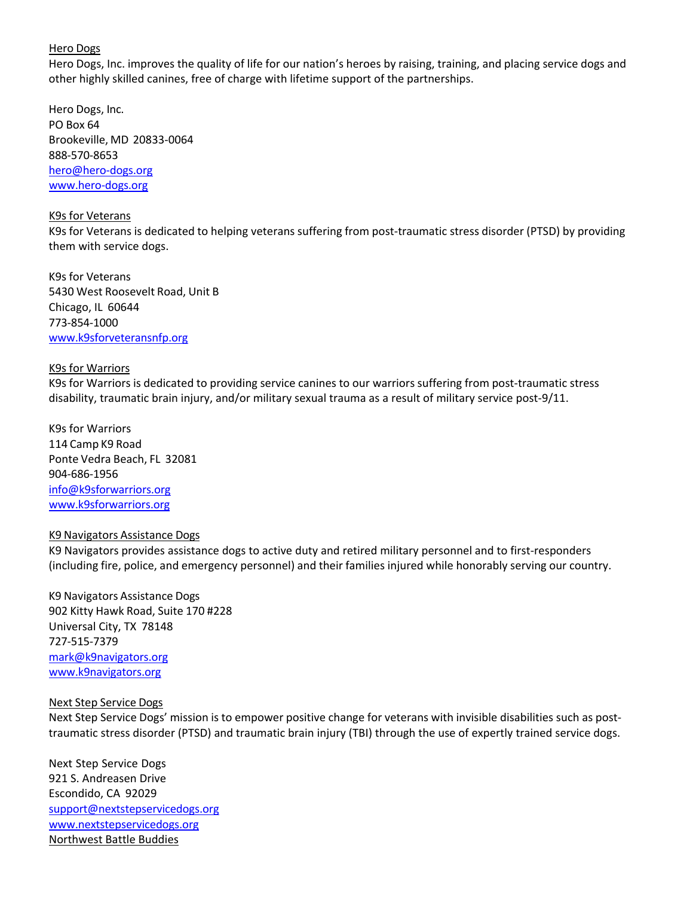Hero Dogs

Hero Dogs, Inc. improves the quality of life for our nation's heroes by raising, training, and placing service dogs and other highly skilled canines, free of charge with lifetime support of the partnerships.

Hero Dogs, Inc.
PO Box 64
Brookeville, MD 20833-0064
888-570-8653
hero@hero-dogs.org
www.hero-dogs.org

K9s for Veterans

K9s for Veterans is dedicated to helping veterans suffering from post-traumatic stress disorder (PTSD) by providing them with service dogs.

K9s for Veterans
5430 West Roosevelt Road, Unit B
Chicago, IL 60644
773-854-1000
www.k9sforveteransnfp.org

K9s for Warriors

K9s for Warriors is dedicated to providing service canines to our warriors suffering from post-traumatic stress disability, traumatic brain injury, and/or military sexual trauma as a result of military service post-9/11.

K9s for Warriors
114 Camp K9 Road
Ponte Vedra Beach, FL 32081
904-686-1956
info@k9sforwarriors.org
www.k9sforwarriors.org

K9 Navigators Assistance Dogs

K9 Navigators provides assistance dogs to active duty and retired military personnel and to first-responders (including fire, police, and emergency personnel) and their families injured while honorably serving our country.

K9 Navigators Assistance Dogs
902 Kitty Hawk Road, Suite 170 #228
Universal City, TX 78148
727-515-7379
mark@k9navigators.org
www.k9navigators.org

Next Step Service Dogs

Next Step Service Dogs' mission is to empower positive change for veterans with invisible disabilities such as post-traumatic stress disorder (PTSD) and traumatic brain injury (TBI) through the use of expertly trained service dogs.

Next Step Service Dogs
921 S. Andreasen Drive
Escondido, CA 92029
support@nextstepservicedogs.org
www.nextstepservicedogs.org

Northwest Battle Buddies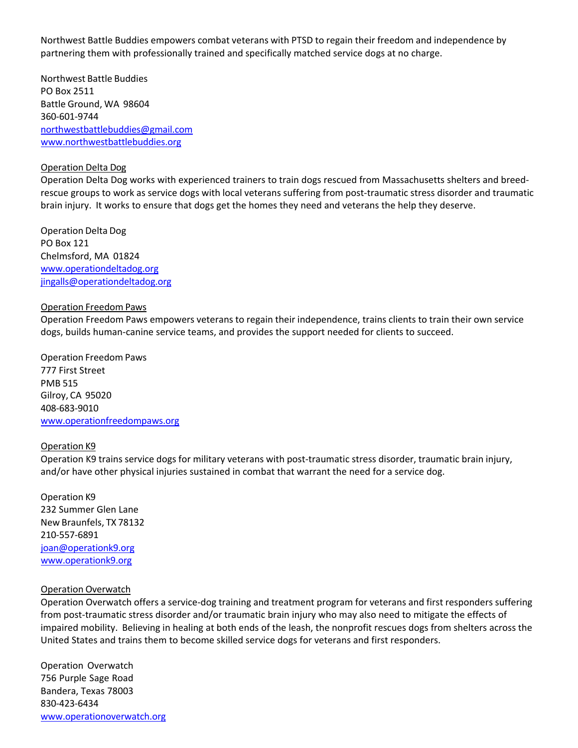Northwest Battle Buddies empowers combat veterans with PTSD to regain their freedom and independence by partnering them with professionally trained and specifically matched service dogs at no charge.

Northwest Battle Buddies
PO Box 2511
Battle Ground, WA 98604
360-601-9744
northwestbattlebuddies@gmail.com
www.northwestbattlebuddies.org

Operation Delta Dog

Operation Delta Dog works with experienced trainers to train dogs rescued from Massachusetts shelters and breed-rescue groups to work as service dogs with local veterans suffering from post-traumatic stress disorder and traumatic brain injury. It works to ensure that dogs get the homes they need and veterans the help they deserve.

Operation Delta Dog
PO Box 121
Chelmsford, MA 01824
www.operationdeltadog.org
jingalls@operationdeltadog.org

Operation Freedom Paws

Operation Freedom Paws empowers veterans to regain their independence, trains clients to train their own service dogs, builds human-canine service teams, and provides the support needed for clients to succeed.

Operation Freedom Paws
777 First Street
PMB 515
Gilroy, CA 95020
408-683-9010
www.operationfreedompaws.org

Operation K9

Operation K9 trains service dogs for military veterans with post-traumatic stress disorder, traumatic brain injury, and/or have other physical injuries sustained in combat that warrant the need for a service dog.

Operation K9
232 Summer Glen Lane
New Braunfels, TX 78132
210-557-6891
joan@operationk9.org
www.operationk9.org

Operation Overwatch

Operation Overwatch offers a service-dog training and treatment program for veterans and first responders suffering from post-traumatic stress disorder and/or traumatic brain injury who may also need to mitigate the effects of impaired mobility. Believing in healing at both ends of the leash, the nonprofit rescues dogs from shelters across the United States and trains them to become skilled service dogs for veterans and first responders.

Operation Overwatch
756 Purple Sage Road
Bandera, Texas 78003
830-423-6434
www.operationoverwatch.org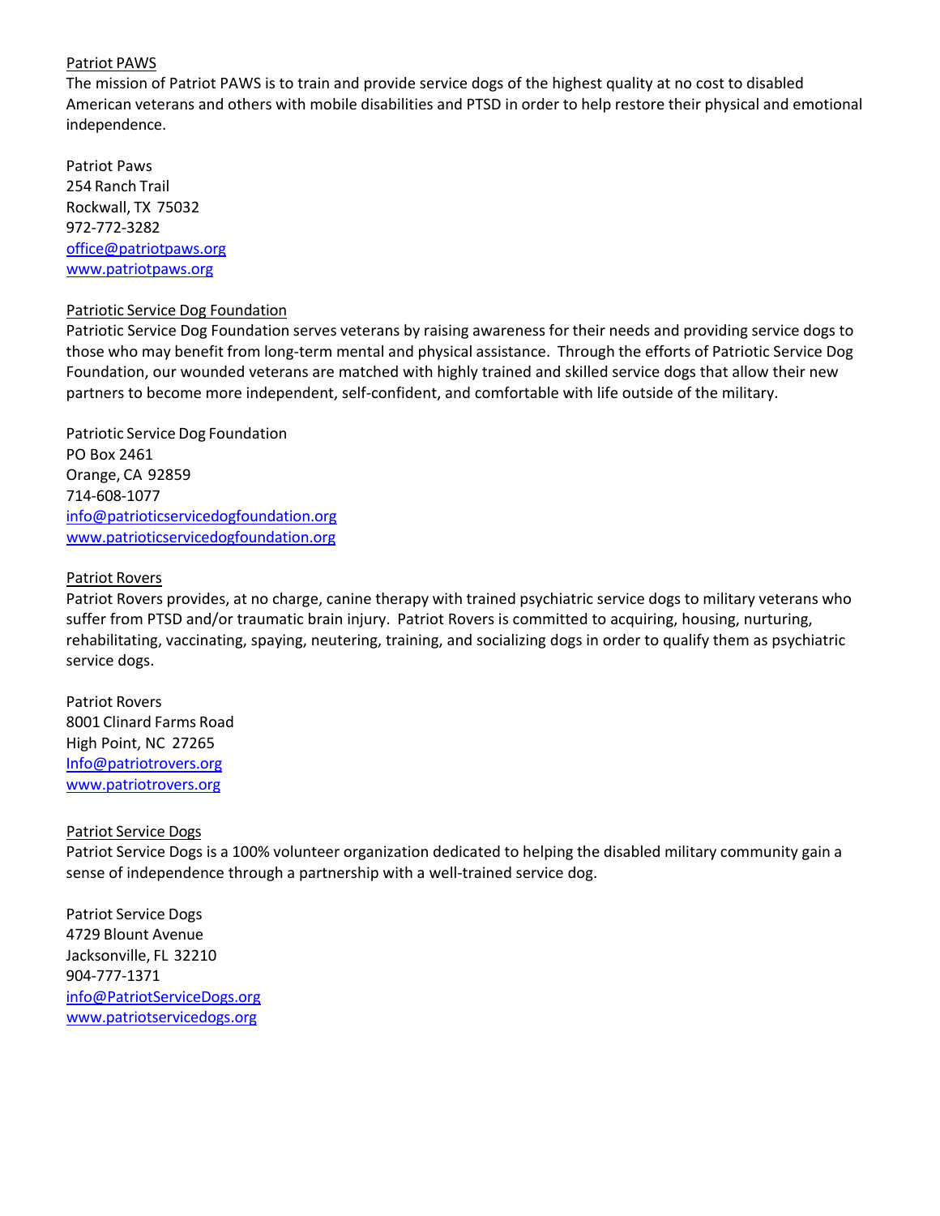Patriot PAWS

The mission of Patriot PAWS is to train and provide service dogs of the highest quality at no cost to disabled American veterans and others with mobile disabilities and PTSD in order to help restore their physical and emotional independence.

Patriot Paws
254 Ranch Trail
Rockwall, TX 75032
972-772-3282
office@patriotpaws.org
www.patriotpaws.org

Patriotic Service Dog Foundation

Patriotic Service Dog Foundation serves veterans by raising awareness for their needs and providing service dogs to those who may benefit from long-term mental and physical assistance. Through the efforts of Patriotic Service Dog Foundation, our wounded veterans are matched with highly trained and skilled service dogs that allow their new partners to become more independent, self-confident, and comfortable with life outside of the military.

Patriotic Service Dog Foundation
PO Box 2461
Orange, CA 92859
714-608-1077
info@patrioticservicedogfoundation.org
www.patrioticservicedogfoundation.org

Patriot Rovers

Patriot Rovers provides, at no charge, canine therapy with trained psychiatric service dogs to military veterans who suffer from PTSD and/or traumatic brain injury. Patriot Rovers is committed to acquiring, housing, nurturing, rehabilitating, vaccinating, spaying, neutering, training, and socializing dogs in order to qualify them as psychiatric service dogs.

Patriot Rovers
8001 Clinard Farms Road
High Point, NC 27265
Info@patriotrovers.org
www.patriotrovers.org

Patriot Service Dogs

Patriot Service Dogs is a 100% volunteer organization dedicated to helping the disabled military community gain a sense of independence through a partnership with a well-trained service dog.

Patriot Service Dogs
4729 Blount Avenue
Jacksonville, FL 32210
904-777-1371
info@PatriotServiceDogs.org
www.patriotservicedogs.org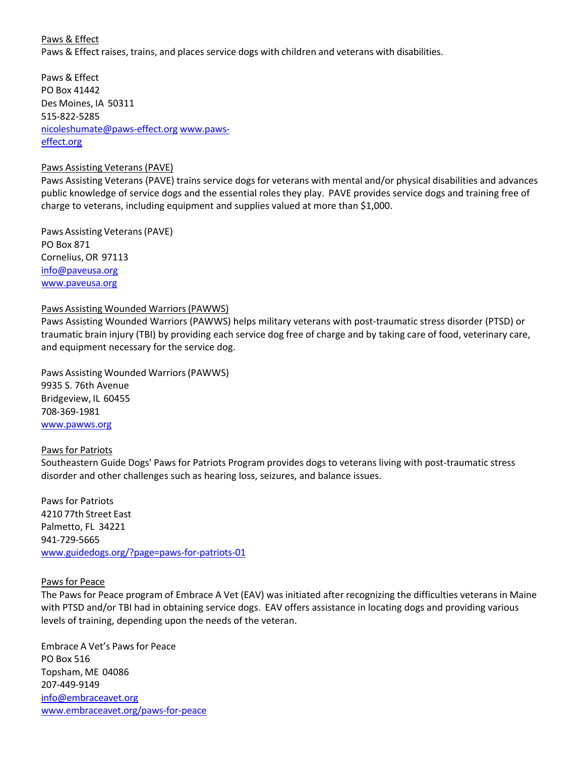Paws & Effect

Paws & Effect raises, trains, and places service dogs with children and veterans with disabilities.

Paws & Effect
PO Box 41442
Des Moines, IA 50311
515-822-5285
nicoleshumate@paws-effect.org www.paws-effect.org

Paws Assisting Veterans (PAVE)

Paws Assisting Veterans (PAVE) trains service dogs for veterans with mental and/or physical disabilities and advances public knowledge of service dogs and the essential roles they play. PAVE provides service dogs and training free of charge to veterans, including equipment and supplies valued at more than $1,000.

Paws Assisting Veterans (PAVE)
PO Box 871
Cornelius, OR 97113
info@paveusa.org
www.paveusa.org

Paws Assisting Wounded Warriors (PAWWS)

Paws Assisting Wounded Warriors (PAWWS) helps military veterans with post-traumatic stress disorder (PTSD) or traumatic brain injury (TBI) by providing each service dog free of charge and by taking care of food, veterinary care, and equipment necessary for the service dog.

Paws Assisting Wounded Warriors (PAWWS)
9935 S. 76th Avenue
Bridgeview, IL 60455
708-369-1981
www.pawws.org

Paws for Patriots

Southeastern Guide Dogs' Paws for Patriots Program provides dogs to veterans living with post-traumatic stress disorder and other challenges such as hearing loss, seizures, and balance issues.

Paws for Patriots
4210 77th Street East
Palmetto, FL 34221
941-729-5665
www.guidedogs.org/?page=paws-for-patriots-01

Paws for Peace

The Paws for Peace program of Embrace A Vet (EAV) was initiated after recognizing the difficulties veterans in Maine with PTSD and/or TBI had in obtaining service dogs. EAV offers assistance in locating dogs and providing various levels of training, depending upon the needs of the veteran.

Embrace A Vet's Paws for Peace
PO Box 516
Topsham, ME 04086
207-449-9149
info@embraceavet.org
www.embraceavet.org/paws-for-peace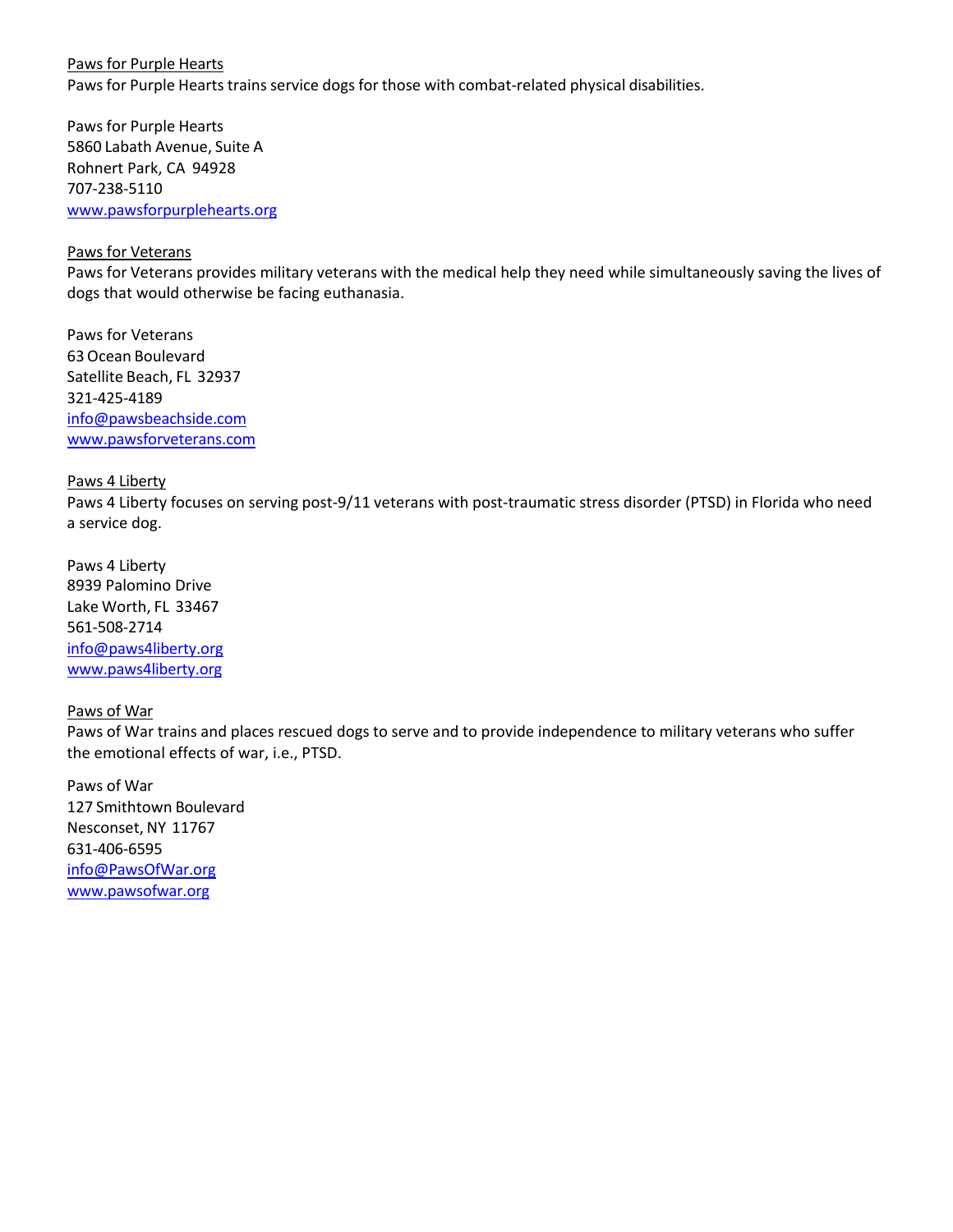Paws for Purple Hearts

Paws for Purple Hearts trains service dogs for those with combat-related physical disabilities.

Paws for Purple Hearts
5860 Labath Avenue, Suite A
Rohnert Park, CA 94928
707-238-5110
www.pawsforpurplehearts.org

Paws for Veterans

Paws for Veterans provides military veterans with the medical help they need while simultaneously saving the lives of dogs that would otherwise be facing euthanasia.

Paws for Veterans
63 Ocean Boulevard
Satellite Beach, FL 32937
321-425-4189
info@pawsbeachside.com
www.pawsforveterans.com

Paws 4 Liberty

Paws 4 Liberty focuses on serving post-9/11 veterans with post-traumatic stress disorder (PTSD) in Florida who need a service dog.

Paws 4 Liberty
8939 Palomino Drive
Lake Worth, FL 33467
561-508-2714
info@paws4liberty.org
www.paws4liberty.org

Paws of War

Paws of War trains and places rescued dogs to serve and to provide independence to military veterans who suffer the emotional effects of war, i.e., PTSD.

Paws of War
127 Smithtown Boulevard
Nesconset, NY 11767
631-406-6595
info@PawsOfWar.org
www.pawsofwar.org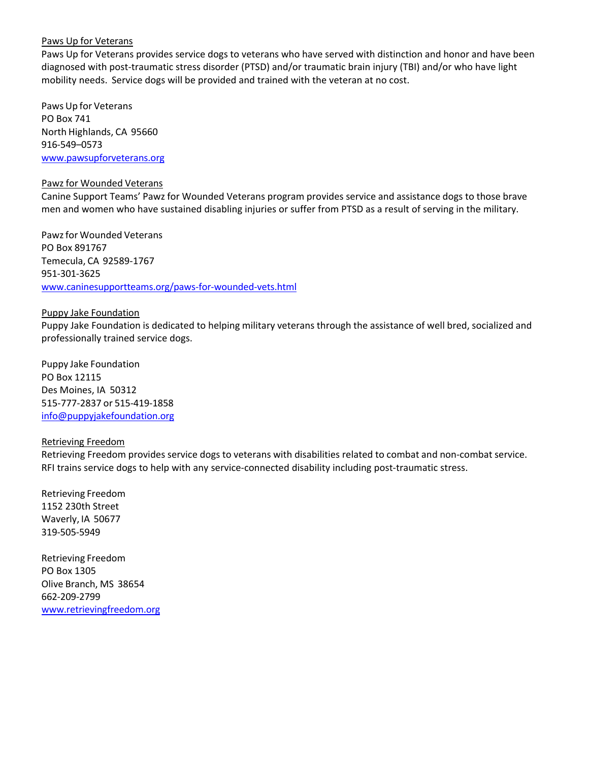<u>Paws Up for Veterans</u>

Paws Up for Veterans provides service dogs to veterans who have served with distinction and honor and have been diagnosed with post-traumatic stress disorder (PTSD) and/or traumatic brain injury (TBI) and/or who have light mobility needs. Service dogs will be provided and trained with the veteran at no cost.

Paws Up for Veterans
PO Box 741
North Highlands, CA 95660
916-549–0573
www.pawsupforveterans.org

<u>Pawz for Wounded Veterans</u>

Canine Support Teams' Pawz for Wounded Veterans program provides service and assistance dogs to those brave men and women who have sustained disabling injuries or suffer from PTSD as a result of serving in the military.

Pawz for Wounded Veterans
PO Box 891767
Temecula, CA 92589-1767
951-301-3625
www.caninesupportteams.org/paws-for-wounded-vets.html

<u>Puppy Jake Foundation</u>

Puppy Jake Foundation is dedicated to helping military veterans through the assistance of well bred, socialized and professionally trained service dogs.

Puppy Jake Foundation
PO Box 12115
Des Moines, IA 50312
515-777-2837 or 515-419-1858
info@puppyjakefoundation.org

<u>Retrieving Freedom</u>

Retrieving Freedom provides service dogs to veterans with disabilities related to combat and non-combat service. RFI trains service dogs to help with any service-connected disability including post-traumatic stress.

Retrieving Freedom
1152 230th Street
Waverly, IA 50677
319-505-5949

Retrieving Freedom
PO Box 1305
Olive Branch, MS 38654
662-209-2799
www.retrievingfreedom.org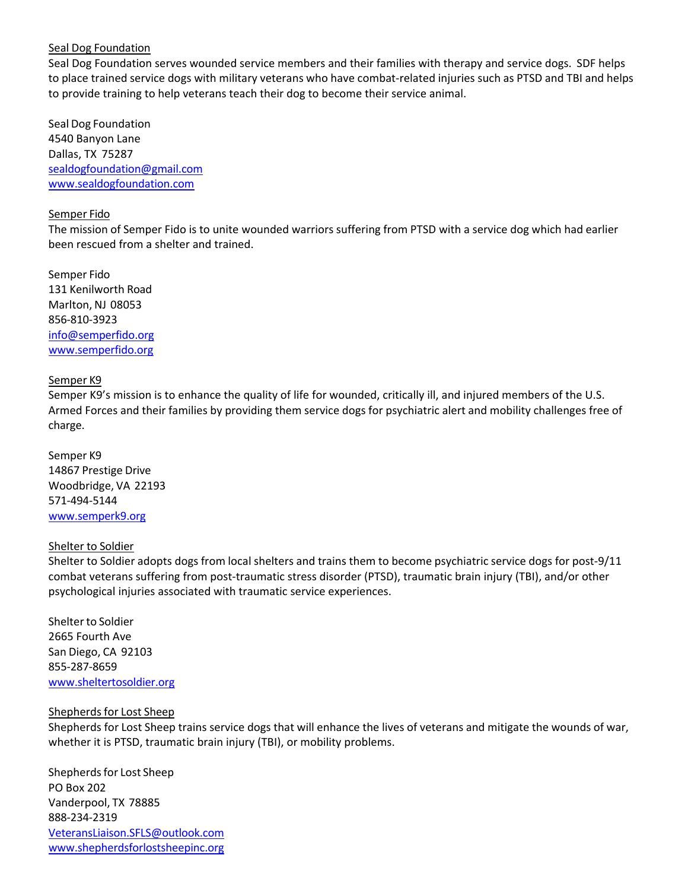<u>Seal Dog Foundation</u>

Seal Dog Foundation serves wounded service members and their families with therapy and service dogs. SDF helps to place trained service dogs with military veterans who have combat-related injuries such as PTSD and TBI and helps to provide training to help veterans teach their dog to become their service animal.

Seal Dog Foundation
4540 Banyon Lane
Dallas, TX 75287
sealdogfoundation@gmail.com
www.sealdogfoundation.com

<u>Semper Fido</u>

The mission of Semper Fido is to unite wounded warriors suffering from PTSD with a service dog which had earlier been rescued from a shelter and trained.

Semper Fido
131 Kenilworth Road
Marlton, NJ 08053
856-810-3923
info@semperfido.org
www.semperfido.org

<u>Semper K9</u>

Semper K9's mission is to enhance the quality of life for wounded, critically ill, and injured members of the U.S. Armed Forces and their families by providing them service dogs for psychiatric alert and mobility challenges free of charge.

Semper K9
14867 Prestige Drive
Woodbridge, VA 22193
571-494-5144
www.semperk9.org

<u>Shelter to Soldier</u>

Shelter to Soldier adopts dogs from local shelters and trains them to become psychiatric service dogs for post-9/11 combat veterans suffering from post-traumatic stress disorder (PTSD), traumatic brain injury (TBI), and/or other psychological injuries associated with traumatic service experiences.

Shelter to Soldier
2665 Fourth Ave
San Diego, CA 92103
855-287-8659
www.sheltertosoldier.org

<u>Shepherds for Lost Sheep</u>

Shepherds for Lost Sheep trains service dogs that will enhance the lives of veterans and mitigate the wounds of war, whether it is PTSD, traumatic brain injury (TBI), or mobility problems.

Shepherds for Lost Sheep
PO Box 202
Vanderpool, TX 78885
888-234-2319
VeteransLiaison.SFLS@outlook.com
www.shepherdsforlostsheepinc.org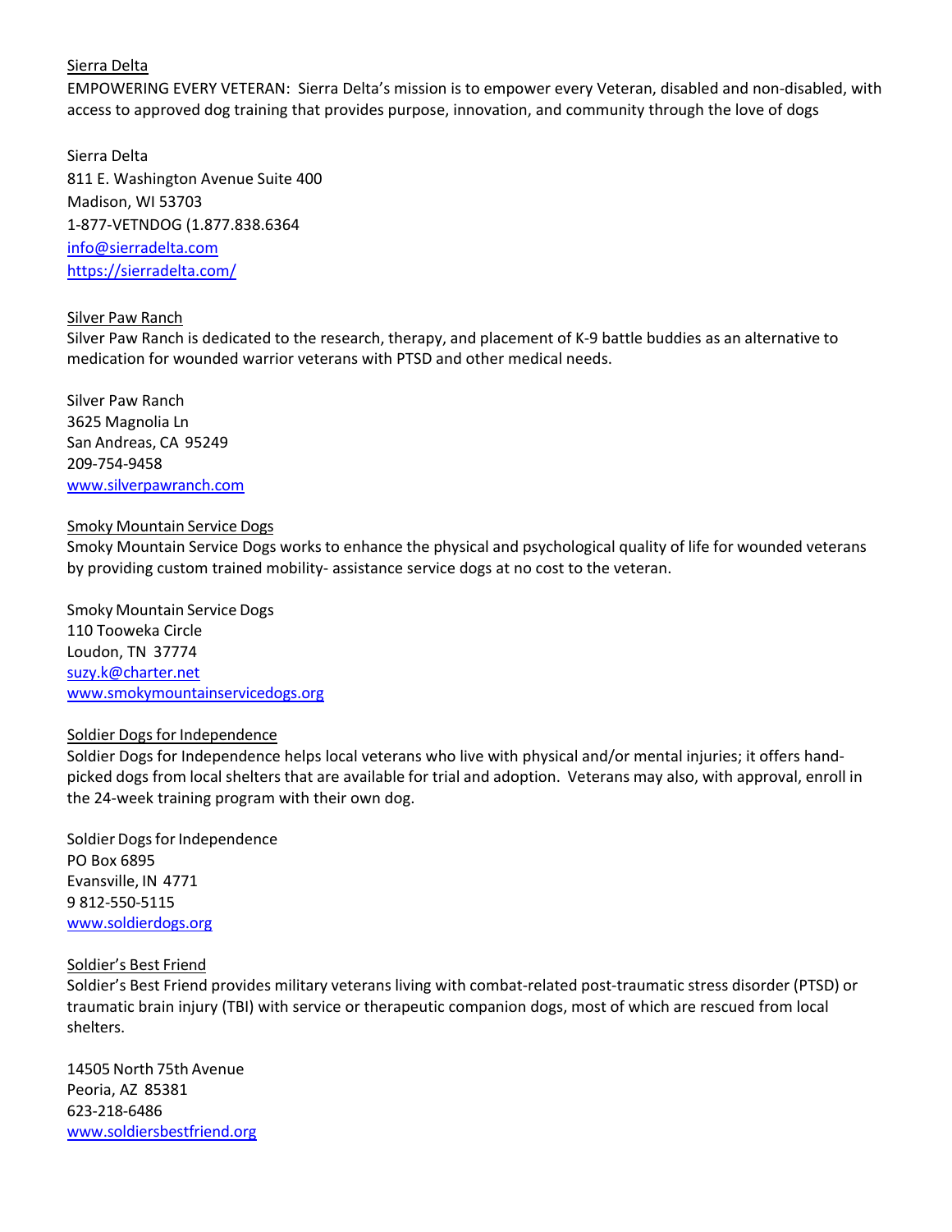Sierra Delta

EMPOWERING EVERY VETERAN: Sierra Delta's mission is to empower every Veteran, disabled and non-disabled, with access to approved dog training that provides purpose, innovation, and community through the love of dogs

Sierra Delta
811 E. Washington Avenue Suite 400
Madison, WI 53703
1-877-VETNDOG (1.877.838.6364
info@sierradelta.com
https://sierradelta.com/

Silver Paw Ranch

Silver Paw Ranch is dedicated to the research, therapy, and placement of K-9 battle buddies as an alternative to medication for wounded warrior veterans with PTSD and other medical needs.

Silver Paw Ranch
3625 Magnolia Ln
San Andreas, CA 95249
209-754-9458
www.silverpawranch.com

Smoky Mountain Service Dogs

Smoky Mountain Service Dogs works to enhance the physical and psychological quality of life for wounded veterans by providing custom trained mobility- assistance service dogs at no cost to the veteran.

Smoky Mountain Service Dogs
110 Tooweka Circle
Loudon, TN 37774
suzy.k@charter.net
www.smokymountainservicedogs.org

Soldier Dogs for Independence

Soldier Dogs for Independence helps local veterans who live with physical and/or mental injuries; it offers hand-picked dogs from local shelters that are available for trial and adoption. Veterans may also, with approval, enroll in the 24-week training program with their own dog.

Soldier Dogs for Independence
PO Box 6895
Evansville, IN 4771
9 812-550-5115
www.soldierdogs.org

Soldier's Best Friend

Soldier's Best Friend provides military veterans living with combat-related post-traumatic stress disorder (PTSD) or traumatic brain injury (TBI) with service or therapeutic companion dogs, most of which are rescued from local shelters.

14505 North 75th Avenue
Peoria, AZ 85381
623-218-6486
www.soldiersbestfriend.org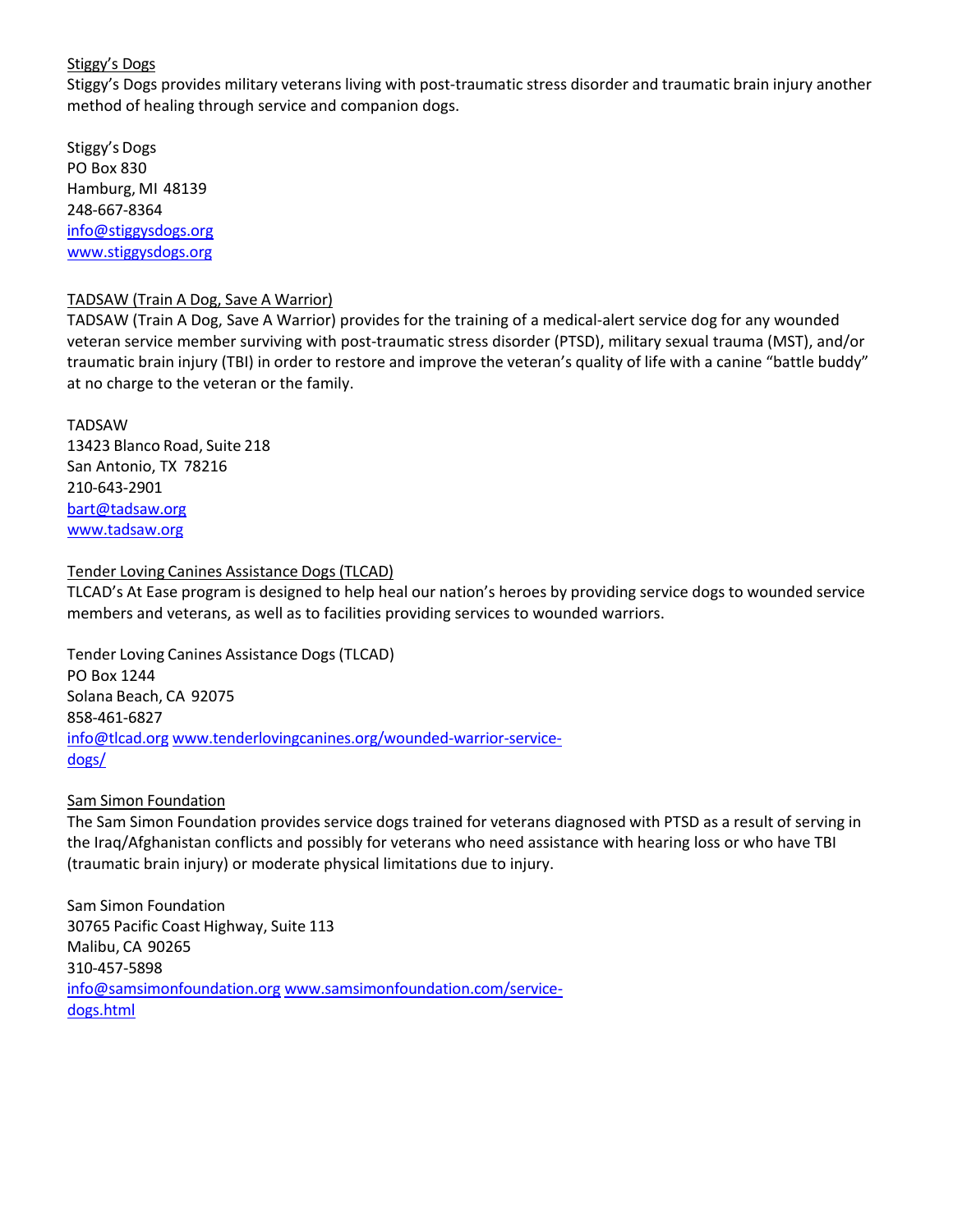Stiggy's Dogs

Stiggy's Dogs provides military veterans living with post-traumatic stress disorder and traumatic brain injury another method of healing through service and companion dogs.

Stiggy's Dogs
PO Box 830
Hamburg, MI 48139
248-667-8364
info@stiggysdogs.org
www.stiggysdogs.org

TADSAW (Train A Dog, Save A Warrior)

TADSAW (Train A Dog, Save A Warrior) provides for the training of a medical-alert service dog for any wounded veteran service member surviving with post-traumatic stress disorder (PTSD), military sexual trauma (MST), and/or traumatic brain injury (TBI) in order to restore and improve the veteran's quality of life with a canine "battle buddy" at no charge to the veteran or the family.

TADSAW
13423 Blanco Road, Suite 218
San Antonio, TX 78216
210-643-2901
bart@tadsaw.org
www.tadsaw.org

Tender Loving Canines Assistance Dogs (TLCAD)

TLCAD's At Ease program is designed to help heal our nation's heroes by providing service dogs to wounded service members and veterans, as well as to facilities providing services to wounded warriors.

Tender Loving Canines Assistance Dogs (TLCAD)
PO Box 1244
Solana Beach, CA 92075
858-461-6827
info@tlcad.org www.tenderlovingcanines.org/wounded-warrior-service-dogs/

Sam Simon Foundation

The Sam Simon Foundation provides service dogs trained for veterans diagnosed with PTSD as a result of serving in the Iraq/Afghanistan conflicts and possibly for veterans who need assistance with hearing loss or who have TBI (traumatic brain injury) or moderate physical limitations due to injury.

Sam Simon Foundation
30765 Pacific Coast Highway, Suite 113
Malibu, CA 90265
310-457-5898
info@samsimonfoundation.org www.samsimonfoundation.com/service-dogs.html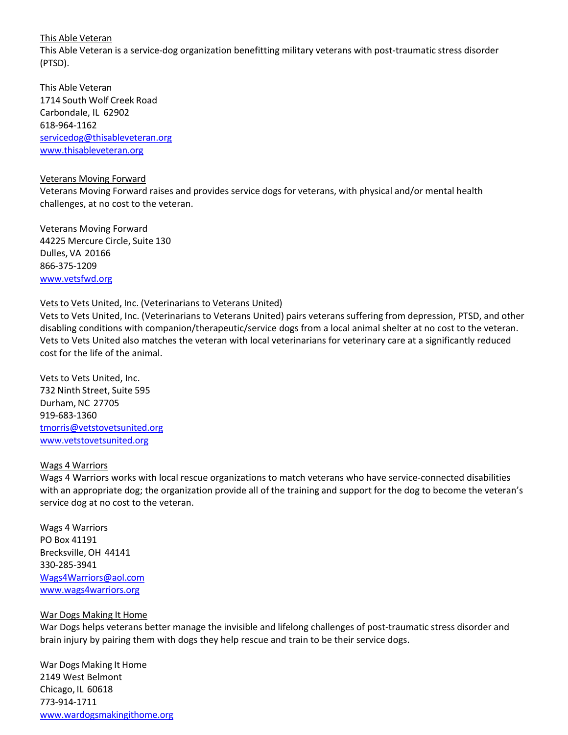<u>This Able Veteran</u>

This Able Veteran is a service-dog organization benefitting military veterans with post-traumatic stress disorder (PTSD).

This Able Veteran
1714 South Wolf Creek Road
Carbondale, IL 62902
618-964-1162
[servicedog@thisableveteran.org](mailto:servicedog@thisableveteran.org)
[www.thisableveteran.org](http://www.thisableveteran.org)

<u>Veterans Moving Forward</u>

Veterans Moving Forward raises and provides service dogs for veterans, with physical and/or mental health challenges, at no cost to the veteran.

Veterans Moving Forward
44225 Mercure Circle, Suite 130
Dulles, VA 20166
866-375-1209
[www.vetsfwd.org](http://www.vetsfwd.org)

<u>Vets to Vets United, Inc. (Veterinarians to Veterans United)</u>

Vets to Vets United, Inc. (Veterinarians to Veterans United) pairs veterans suffering from depression, PTSD, and other disabling conditions with companion/therapeutic/service dogs from a local animal shelter at no cost to the veteran. Vets to Vets United also matches the veteran with local veterinarians for veterinary care at a significantly reduced cost for the life of the animal.

Vets to Vets United, Inc.
732 Ninth Street, Suite 595
Durham, NC 27705
919-683-1360
[tmorris@vetstovetsunited.org](mailto:tmorris@vetstovetsunited.org)
[www.vetstovetsunited.org](http://www.vetstovetsunited.org)

<u>Wags 4 Warriors</u>

Wags 4 Warriors works with local rescue organizations to match veterans who have service-connected disabilities with an appropriate dog; the organization provide all of the training and support for the dog to become the veteran's service dog at no cost to the veteran.

Wags 4 Warriors
PO Box 41191
Brecksville, OH 44141
330-285-3941
[Wags4Warriors@aol.com](mailto:Wags4Warriors@aol.com)
[www.wags4warriors.org](http://www.wags4warriors.org)

<u>War Dogs Making It Home</u>

War Dogs helps veterans better manage the invisible and lifelong challenges of post-traumatic stress disorder and brain injury by pairing them with dogs they help rescue and train to be their service dogs.

War Dogs Making It Home
2149 West Belmont
Chicago, IL 60618
773-914-1711
[www.wardogsmakingithome.org](http://www.wardogsmakingithome.org)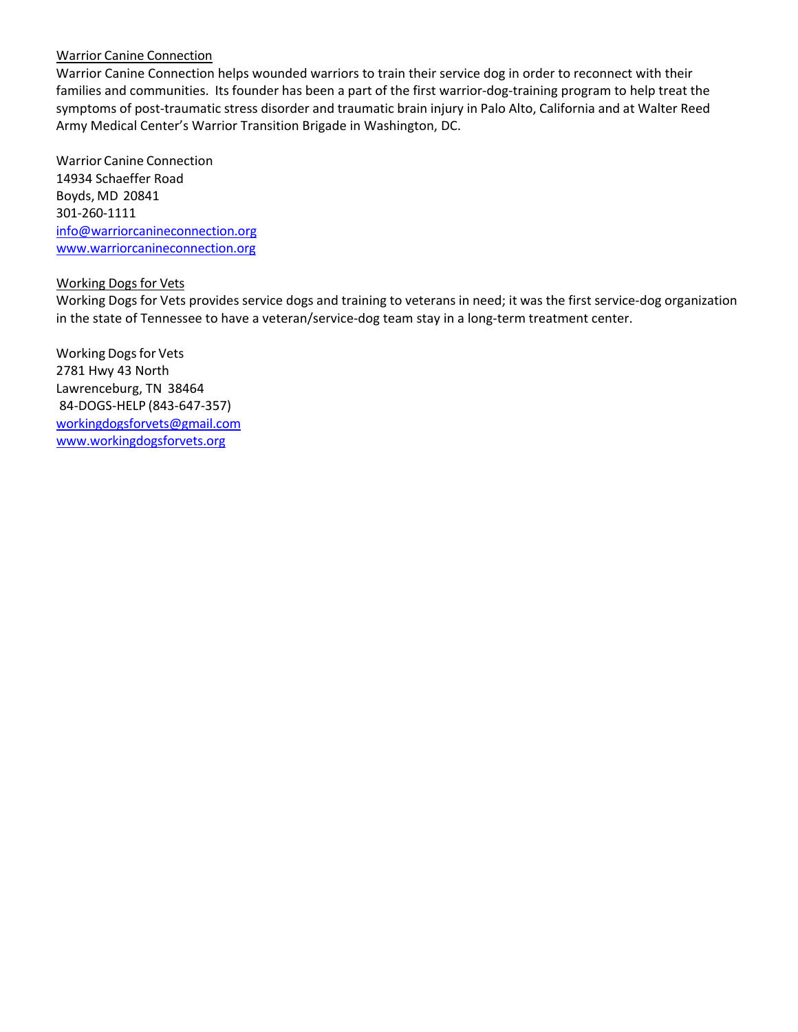Warrior Canine Connection

Warrior Canine Connection helps wounded warriors to train their service dog in order to reconnect with their families and communities. Its founder has been a part of the first warrior-dog-training program to help treat the symptoms of post-traumatic stress disorder and traumatic brain injury in Palo Alto, California and at Walter Reed Army Medical Center's Warrior Transition Brigade in Washington, DC.

Warrior Canine Connection  
14934 Schaeffer Road  
Boyds, MD 20841  
301-260-1111  
info@warriorcanineconnection.org  
www.warriorcanineconnection.org

Working Dogs for Vets

Working Dogs for Vets provides service dogs and training to veterans in need; it was the first service-dog organization in the state of Tennessee to have a veteran/service-dog team stay in a long-term treatment center.

Working Dogs for Vets  
2781 Hwy 43 North  
Lawrenceburg, TN 38464  
84-DOGS-HELP (843-647-357)  
workingdogsforvets@gmail.com  
www.workingdogsforvets.org